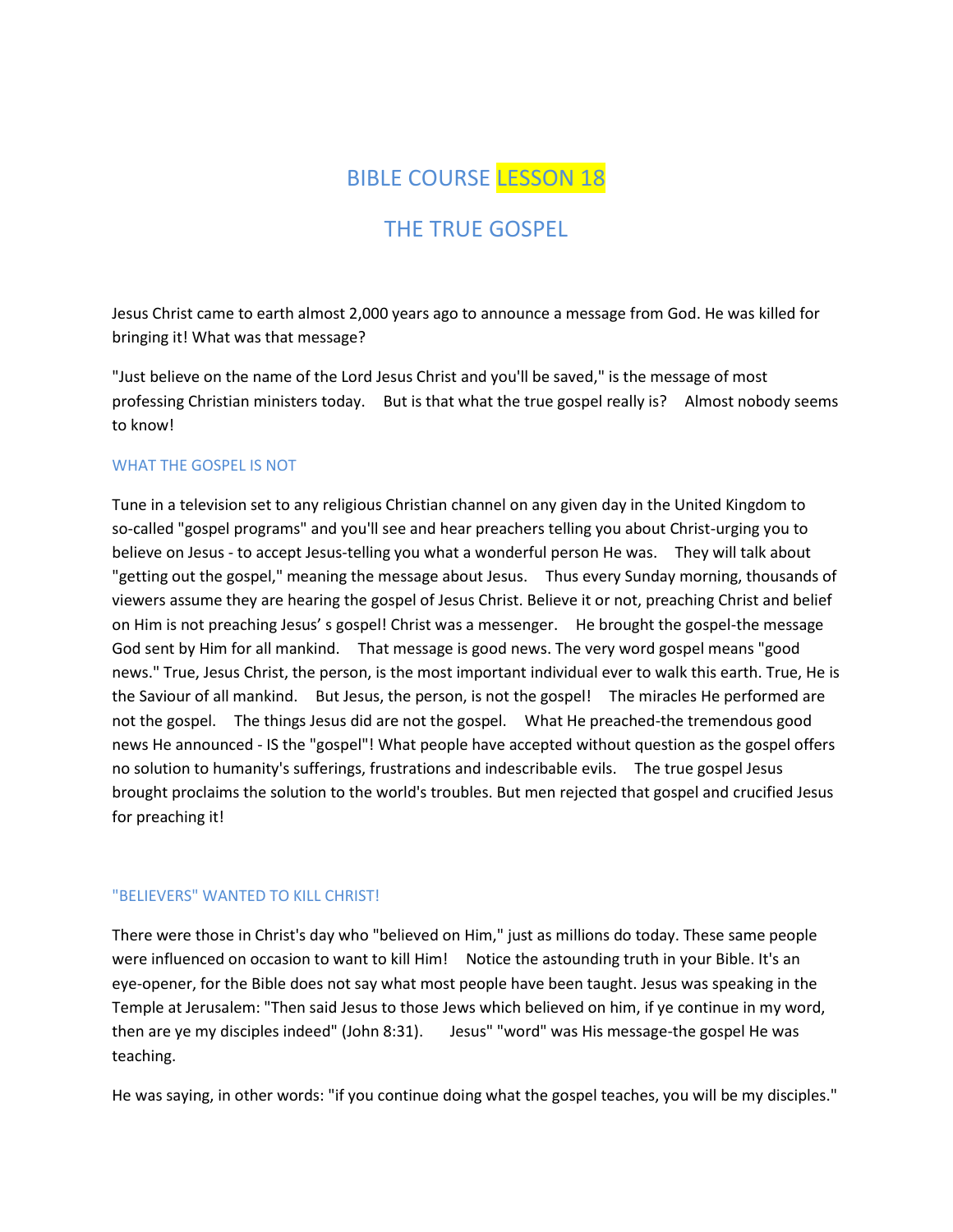# BIBLE COURSE LESSON 18

# THE TRUE GOSPEL

Jesus Christ came to earth almost 2,000 years ago to announce a message from God. He was killed for bringing it! What was that message?

"Just believe on the name of the Lord Jesus Christ and you'll be saved," is the message of most professing Christian ministers today. But is that what the true gospel really is? Almost nobody seems to know!

## WHAT THE GOSPEL IS NOT

Tune in a television set to any religious Christian channel on any given day in the United Kingdom to so-called "gospel programs" and you'll see and hear preachers telling you about Christ-urging you to believe on Jesus - to accept Jesus-telling you what a wonderful person He was. They will talk about "getting out the gospel," meaning the message about Jesus. Thus every Sunday morning, thousands of viewers assume they are hearing the gospel of Jesus Christ. Believe it or not, preaching Christ and belief on Him is not preaching Jesus' s gospel! Christ was a messenger. He brought the gospel-the message God sent by Him for all mankind. That message is good news. The very word gospel means "good news." True, Jesus Christ, the person, is the most important individual ever to walk this earth. True, He is the Saviour of all mankind. But Jesus, the person, is not the gospel! The miracles He performed are not the gospel. The things Jesus did are not the gospel. What He preached-the tremendous good news He announced - IS the "gospel"! What people have accepted without question as the gospel offers no solution to humanity's sufferings, frustrations and indescribable evils. The true gospel Jesus brought proclaims the solution to the world's troubles. But men rejected that gospel and crucified Jesus for preaching it!

## "BELIEVERS" WANTED TO KILL CHRIST!

There were those in Christ's day who "believed on Him," just as millions do today. These same people were influenced on occasion to want to kill Him! Notice the astounding truth in your Bible. It's an eye-opener, for the Bible does not say what most people have been taught. Jesus was speaking in the Temple at Jerusalem: "Then said Jesus to those Jews which believed on him, if ye continue in my word, then are ye my disciples indeed" (John 8:31). Jesus" "word" was His message-the gospel He was teaching.

He was saying, in other words: "if you continue doing what the gospel teaches, you will be my disciples."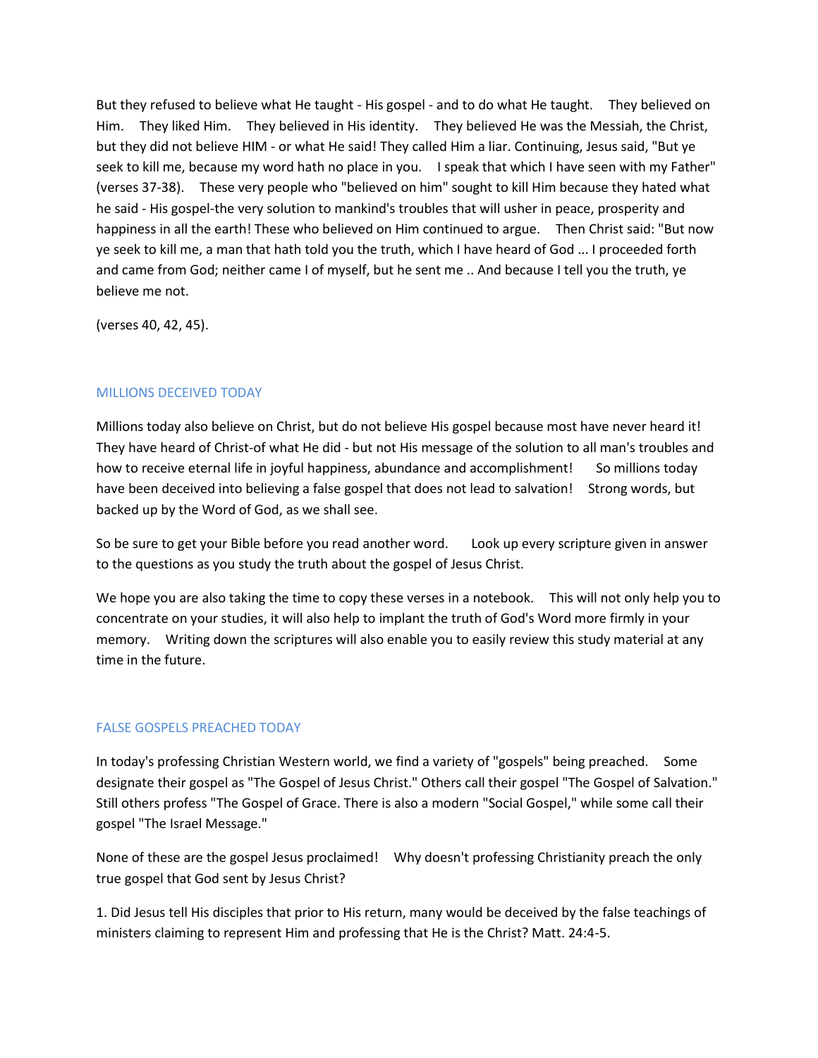But they refused to believe what He taught - His gospel - and to do what He taught. They believed on Him. They liked Him. They believed in His identity. They believed He was the Messiah, the Christ, but they did not believe HIM - or what He said! They called Him a liar. Continuing, Jesus said, "But ye seek to kill me, because my word hath no place in you. I speak that which I have seen with my Father" (verses 37-38). These very people who "believed on him" sought to kill Him because they hated what he said - His gospel-the very solution to mankind's troubles that will usher in peace, prosperity and happiness in all the earth! These who believed on Him continued to argue. Then Christ said: "But now ye seek to kill me, a man that hath told you the truth, which I have heard of God ... I proceeded forth and came from God; neither came I of myself, but he sent me .. And because I tell you the truth, ye believe me not.

(verses 40, 42, 45).

## MILLIONS DECEIVED TODAY

Millions today also believe on Christ, but do not believe His gospel because most have never heard it! They have heard of Christ-of what He did - but not His message of the solution to all man's troubles and how to receive eternal life in joyful happiness, abundance and accomplishment! So millions today have been deceived into believing a false gospel that does not lead to salvation! Strong words, but backed up by the Word of God, as we shall see.

So be sure to get your Bible before you read another word. Look up every scripture given in answer to the questions as you study the truth about the gospel of Jesus Christ.

We hope you are also taking the time to copy these verses in a notebook. This will not only help you to concentrate on your studies, it will also help to implant the truth of God's Word more firmly in your memory. Writing down the scriptures will also enable you to easily review this study material at any time in the future.

## FALSE GOSPELS PREACHED TODAY

In today's professing Christian Western world, we find a variety of "gospels" being preached. Some designate their gospel as "The Gospel of Jesus Christ." Others call their gospel "The Gospel of Salvation." Still others profess "The Gospel of Grace. There is also a modern "Social Gospel," while some call their gospel "The Israel Message."

None of these are the gospel Jesus proclaimed! Why doesn't professing Christianity preach the only true gospel that God sent by Jesus Christ?

1. Did Jesus tell His disciples that prior to His return, many would be deceived by the false teachings of ministers claiming to represent Him and professing that He is the Christ? Matt. 24:4-5.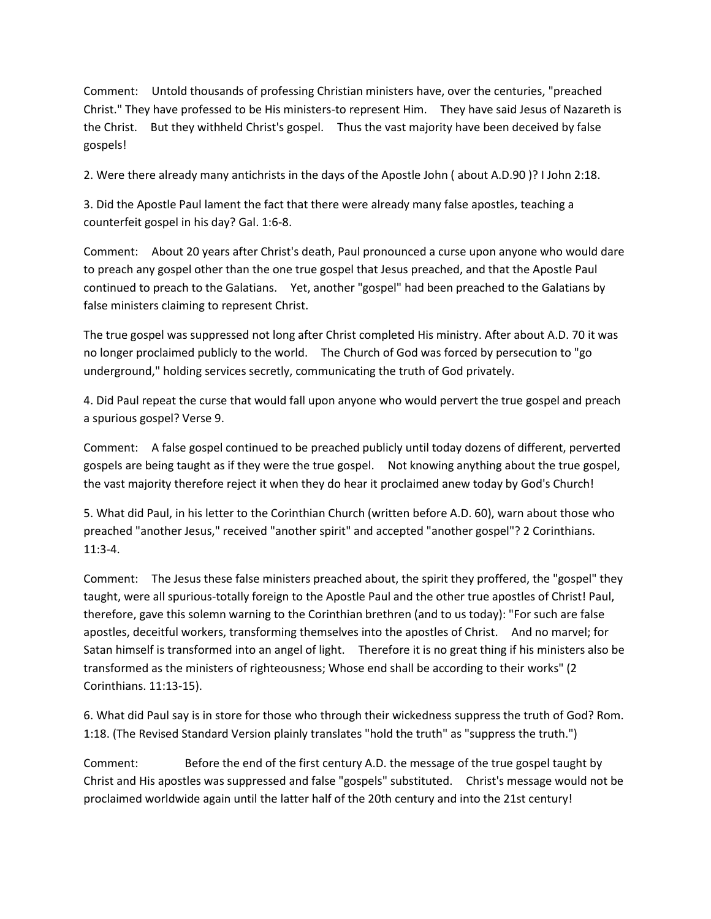Comment: Untold thousands of professing Christian ministers have, over the centuries, "preached Christ." They have professed to be His ministers-to represent Him. They have said Jesus of Nazareth is the Christ. But they withheld Christ's gospel. Thus the vast majority have been deceived by false gospels!

2. Were there already many antichrists in the days of the Apostle John ( about A.D.90 )? I John 2:18.

3. Did the Apostle Paul lament the fact that there were already many false apostles, teaching a counterfeit gospel in his day? Gal. 1:6-8.

Comment: About 20 years after Christ's death, Paul pronounced a curse upon anyone who would dare to preach any gospel other than the one true gospel that Jesus preached, and that the Apostle Paul continued to preach to the Galatians. Yet, another "gospel" had been preached to the Galatians by false ministers claiming to represent Christ.

The true gospel was suppressed not long after Christ completed His ministry. After about A.D. 70 it was no longer proclaimed publicly to the world. The Church of God was forced by persecution to "go underground," holding services secretly, communicating the truth of God privately.

4. Did Paul repeat the curse that would fall upon anyone who would pervert the true gospel and preach a spurious gospel? Verse 9.

Comment: A false gospel continued to be preached publicly until today dozens of different, perverted gospels are being taught as if they were the true gospel. Not knowing anything about the true gospel, the vast majority therefore reject it when they do hear it proclaimed anew today by God's Church!

5. What did Paul, in his letter to the Corinthian Church (written before A.D. 60), warn about those who preached "another Jesus," received "another spirit" and accepted "another gospel"? 2 Corinthians. 11:3-4.

Comment: The Jesus these false ministers preached about, the spirit they proffered, the "gospel" they taught, were all spurious-totally foreign to the Apostle Paul and the other true apostles of Christ! Paul, therefore, gave this solemn warning to the Corinthian brethren (and to us today): "For such are false apostles, deceitful workers, transforming themselves into the apostles of Christ. And no marvel; for Satan himself is transformed into an angel of light. Therefore it is no great thing if his ministers also be transformed as the ministers of righteousness; Whose end shall be according to their works" (2 Corinthians. 11:13-15).

6. What did Paul say is in store for those who through their wickedness suppress the truth of God? Rom. 1:18. (The Revised Standard Version plainly translates "hold the truth" as "suppress the truth.")

Comment: Before the end of the first century A.D. the message of the true gospel taught by Christ and His apostles was suppressed and false "gospels" substituted. Christ's message would not be proclaimed worldwide again until the latter half of the 20th century and into the 21st century!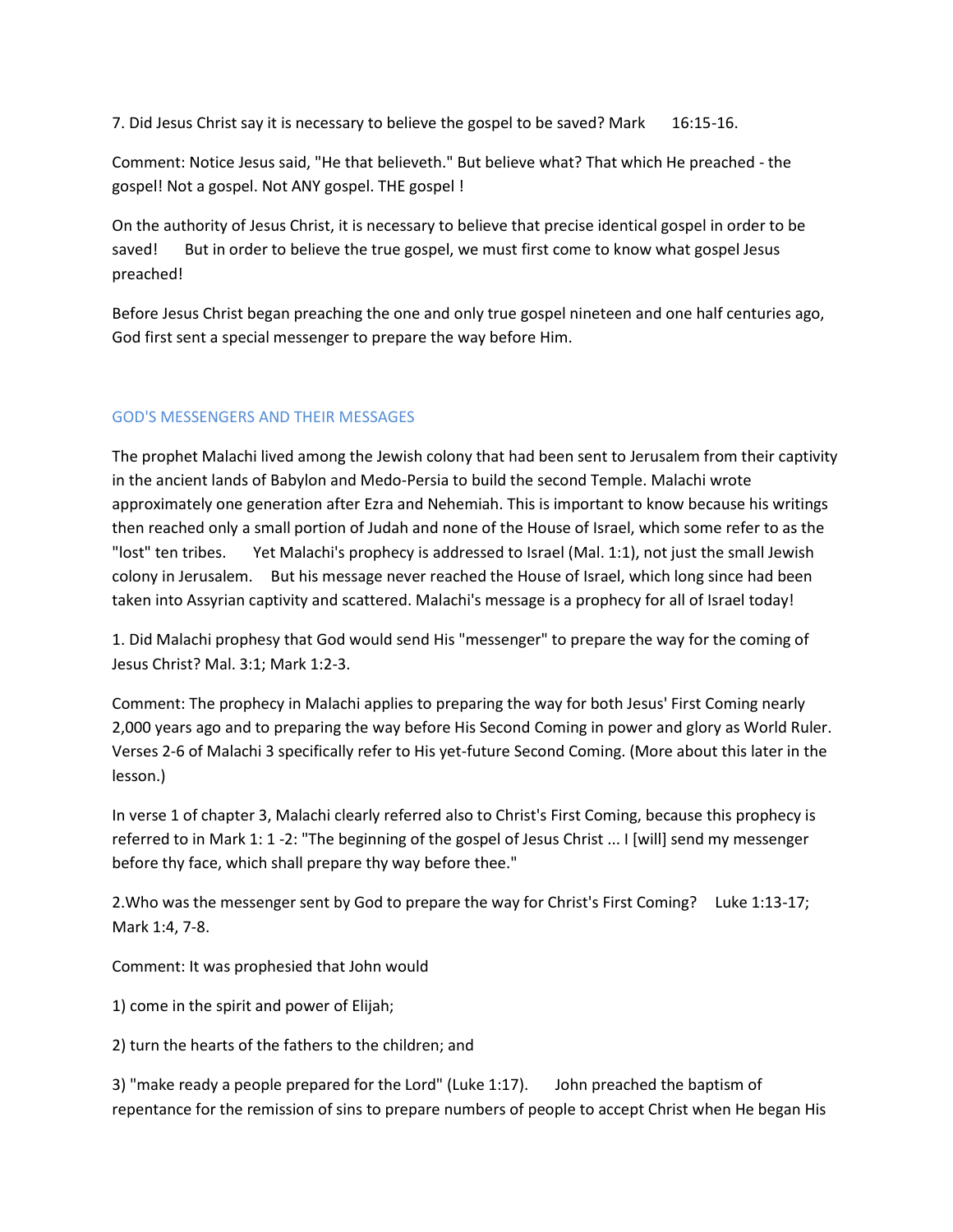7. Did Jesus Christ say it is necessary to believe the gospel to be saved? Mark 16:15-16.

Comment: Notice Jesus said, "He that believeth." But believe what? That which He preached - the gospel! Not a gospel. Not ANY gospel. THE gospel !

On the authority of Jesus Christ, it is necessary to believe that precise identical gospel in order to be saved! But in order to believe the true gospel, we must first come to know what gospel Jesus preached!

Before Jesus Christ began preaching the one and only true gospel nineteen and one half centuries ago, God first sent a special messenger to prepare the way before Him.

## GOD'S MESSENGERS AND THEIR MESSAGES

The prophet Malachi lived among the Jewish colony that had been sent to Jerusalem from their captivity in the ancient lands of Babylon and Medo-Persia to build the second Temple. Malachi wrote approximately one generation after Ezra and Nehemiah. This is important to know because his writings then reached only a small portion of Judah and none of the House of Israel, which some refer to as the "lost" ten tribes. Yet Malachi's prophecy is addressed to Israel (Mal. 1:1), not just the small Jewish colony in Jerusalem. But his message never reached the House of Israel, which long since had been taken into Assyrian captivity and scattered. Malachi's message is a prophecy for all of Israel today!

1. Did Malachi prophesy that God would send His "messenger" to prepare the way for the coming of Jesus Christ? Mal. 3:1; Mark 1:2-3.

Comment: The prophecy in Malachi applies to preparing the way for both Jesus' First Coming nearly 2,000 years ago and to preparing the way before His Second Coming in power and glory as World Ruler. Verses 2-6 of Malachi 3 specifically refer to His yet-future Second Coming. (More about this later in the lesson.)

In verse 1 of chapter 3, Malachi clearly referred also to Christ's First Coming, because this prophecy is referred to in Mark 1: 1 -2: "The beginning of the gospel of Jesus Christ ... I [will] send my messenger before thy face, which shall prepare thy way before thee."

2.Who was the messenger sent by God to prepare the way for Christ's First Coming? Luke 1:13-17; Mark 1:4, 7-8.

Comment: It was prophesied that John would

1) come in the spirit and power of Elijah;

2) turn the hearts of the fathers to the children; and

3) "make ready a people prepared for the Lord" (Luke 1:17). John preached the baptism of repentance for the remission of sins to prepare numbers of people to accept Christ when He began His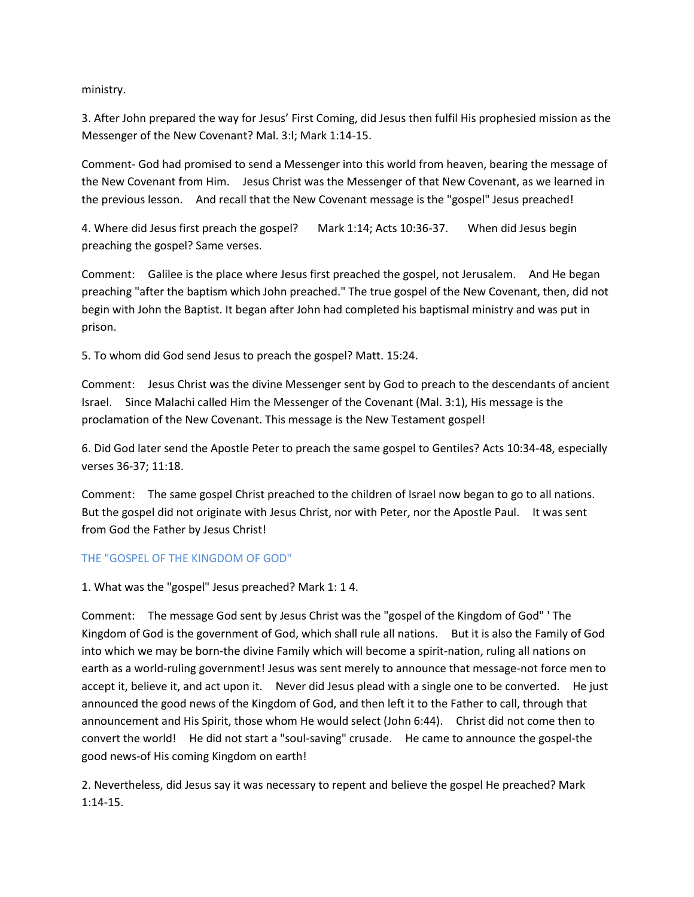ministry.

3. After John prepared the way for Jesus' First Coming, did Jesus then fulfil His prophesied mission as the Messenger of the New Covenant? Mal. 3:l; Mark 1:14-15.

Comment- God had promised to send a Messenger into this world from heaven, bearing the message of the New Covenant from Him. Jesus Christ was the Messenger of that New Covenant, as we learned in the previous lesson. And recall that the New Covenant message is the "gospel" Jesus preached!

4. Where did Jesus first preach the gospel? Mark 1:14; Acts 10:36-37. When did Jesus begin preaching the gospel? Same verses.

Comment: Galilee is the place where Jesus first preached the gospel, not Jerusalem. And He began preaching "after the baptism which John preached." The true gospel of the New Covenant, then, did not begin with John the Baptist. It began after John had completed his baptismal ministry and was put in prison.

5. To whom did God send Jesus to preach the gospel? Matt. 15:24.

Comment: Jesus Christ was the divine Messenger sent by God to preach to the descendants of ancient Israel. Since Malachi called Him the Messenger of the Covenant (Mal. 3:1), His message is the proclamation of the New Covenant. This message is the New Testament gospel!

6. Did God later send the Apostle Peter to preach the same gospel to Gentiles? Acts 10:34-48, especially verses 36-37; 11:18.

Comment: The same gospel Christ preached to the children of Israel now began to go to all nations. But the gospel did not originate with Jesus Christ, nor with Peter, nor the Apostle Paul. It was sent from God the Father by Jesus Christ!

## THE "GOSPEL OF THE KINGDOM OF GOD"

1. What was the "gospel" Jesus preached? Mark 1: 1 4.

Comment: The message God sent by Jesus Christ was the "gospel of the Kingdom of God" ' The Kingdom of God is the government of God, which shall rule all nations. But it is also the Family of God into which we may be born-the divine Family which will become a spirit-nation, ruling all nations on earth as a world-ruling government! Jesus was sent merely to announce that message-not force men to accept it, believe it, and act upon it. Never did Jesus plead with a single one to be converted. He just announced the good news of the Kingdom of God, and then left it to the Father to call, through that announcement and His Spirit, those whom He would select (John 6:44). Christ did not come then to convert the world! He did not start a "soul-saving" crusade. He came to announce the gospel-the good news-of His coming Kingdom on earth!

2. Nevertheless, did Jesus say it was necessary to repent and believe the gospel He preached? Mark 1:14-15.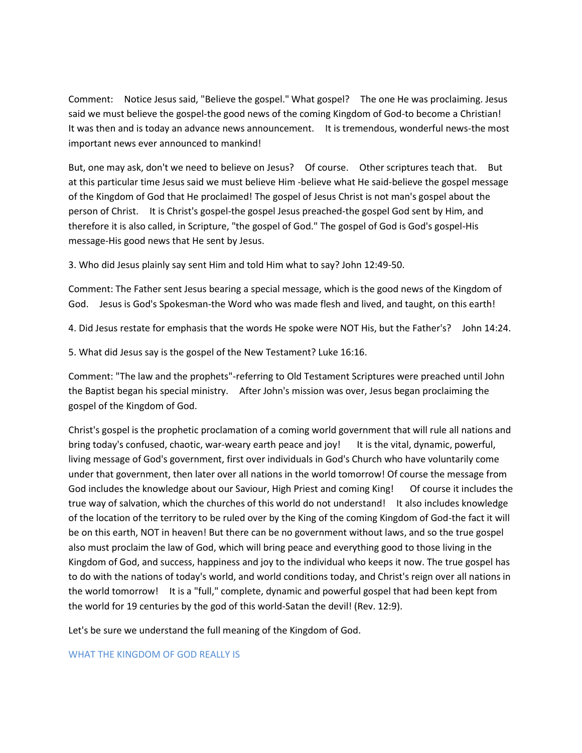Comment: Notice Jesus said, "Believe the gospel." What gospel? The one He was proclaiming. Jesus said we must believe the gospel-the good news of the coming Kingdom of God-to become a Christian! It was then and is today an advance news announcement. It is tremendous, wonderful news-the most important news ever announced to mankind!

But, one may ask, don't we need to believe on Jesus? Of course. Other scriptures teach that. But at this particular time Jesus said we must believe Him -believe what He said-believe the gospel message of the Kingdom of God that He proclaimed! The gospel of Jesus Christ is not man's gospel about the person of Christ. It is Christ's gospel-the gospel Jesus preached-the gospel God sent by Him, and therefore it is also called, in Scripture, "the gospel of God." The gospel of God is God's gospel-His message-His good news that He sent by Jesus.

3. Who did Jesus plainly say sent Him and told Him what to say? John 12:49-50.

Comment: The Father sent Jesus bearing a special message, which is the good news of the Kingdom of God. Jesus is God's Spokesman-the Word who was made flesh and lived, and taught, on this earth!

4. Did Jesus restate for emphasis that the words He spoke were NOT His, but the Father's? John 14:24.

5. What did Jesus say is the gospel of the New Testament? Luke 16:16.

Comment: "The law and the prophets"-referring to Old Testament Scriptures were preached until John the Baptist began his special ministry. After John's mission was over, Jesus began proclaiming the gospel of the Kingdom of God.

Christ's gospel is the prophetic proclamation of a coming world government that will rule all nations and bring today's confused, chaotic, war-weary earth peace and joy! It is the vital, dynamic, powerful, living message of God's government, first over individuals in God's Church who have voluntarily come under that government, then later over all nations in the world tomorrow! Of course the message from God includes the knowledge about our Saviour, High Priest and coming King! Of course it includes the true way of salvation, which the churches of this world do not understand! It also includes knowledge of the location of the territory to be ruled over by the King of the coming Kingdom of God-the fact it will be on this earth, NOT in heaven! But there can be no government without laws, and so the true gospel also must proclaim the law of God, which will bring peace and everything good to those living in the Kingdom of God, and success, happiness and joy to the individual who keeps it now. The true gospel has to do with the nations of today's world, and world conditions today, and Christ's reign over all nations in the world tomorrow! It is a "full," complete, dynamic and powerful gospel that had been kept from the world for 19 centuries by the god of this world-Satan the devil! (Rev. 12:9).

Let's be sure we understand the full meaning of the Kingdom of God.

## WHAT THE KINGDOM OF GOD REALLY IS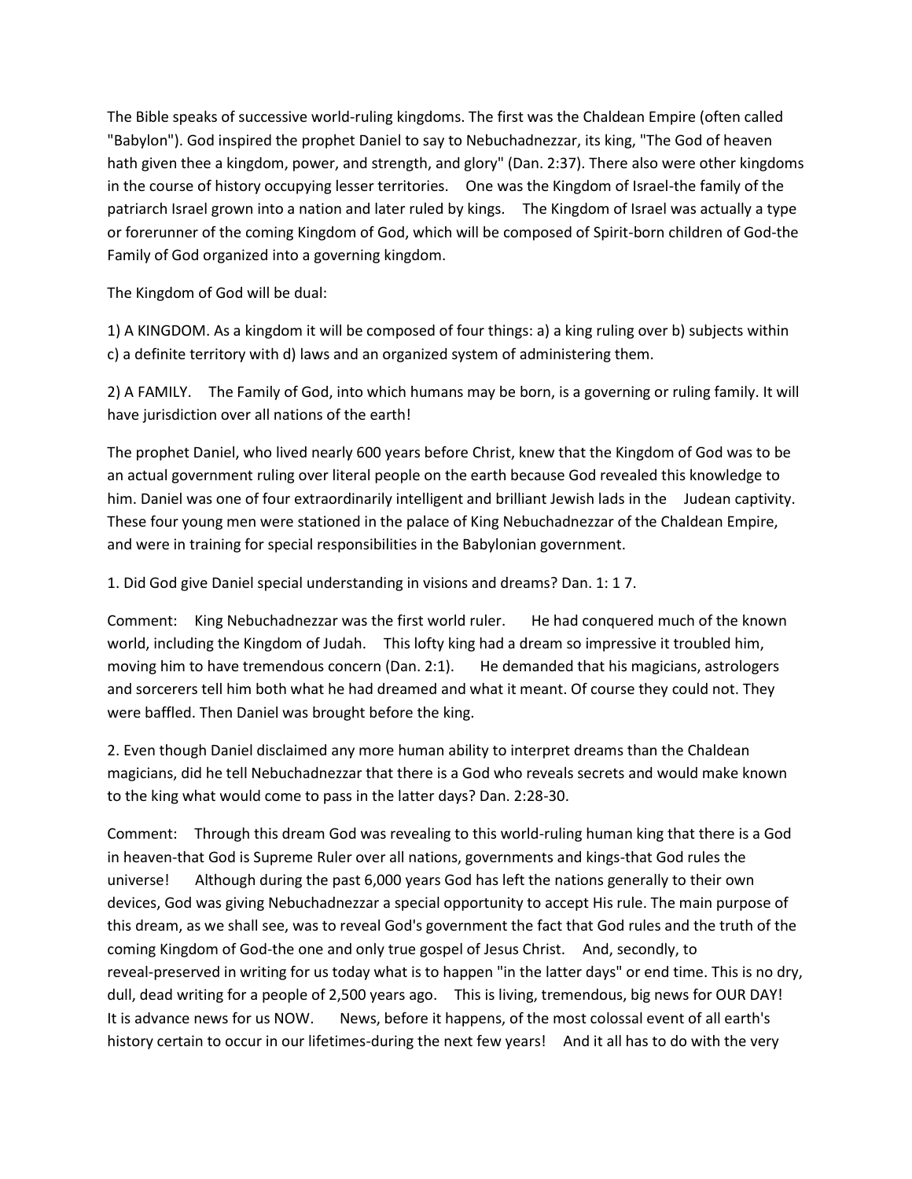The Bible speaks of successive world-ruling kingdoms. The first was the Chaldean Empire (often called "Babylon"). God inspired the prophet Daniel to say to Nebuchadnezzar, its king, "The God of heaven hath given thee a kingdom, power, and strength, and glory" (Dan. 2:37). There also were other kingdoms in the course of history occupying lesser territories. One was the Kingdom of Israel-the family of the patriarch Israel grown into a nation and later ruled by kings. The Kingdom of Israel was actually a type or forerunner of the coming Kingdom of God, which will be composed of Spirit-born children of God-the Family of God organized into a governing kingdom.

The Kingdom of God will be dual:

1) A KINGDOM. As a kingdom it will be composed of four things: a) a king ruling over b) subjects within c) a definite territory with d) laws and an organized system of administering them.

2) A FAMILY. The Family of God, into which humans may be born, is a governing or ruling family. It will have jurisdiction over all nations of the earth!

The prophet Daniel, who lived nearly 600 years before Christ, knew that the Kingdom of God was to be an actual government ruling over literal people on the earth because God revealed this knowledge to him. Daniel was one of four extraordinarily intelligent and brilliant Jewish lads in the Judean captivity. These four young men were stationed in the palace of King Nebuchadnezzar of the Chaldean Empire, and were in training for special responsibilities in the Babylonian government.

1. Did God give Daniel special understanding in visions and dreams? Dan. 1: 1 7.

Comment: King Nebuchadnezzar was the first world ruler. He had conquered much of the known world, including the Kingdom of Judah. This lofty king had a dream so impressive it troubled him, moving him to have tremendous concern (Dan. 2:1). He demanded that his magicians, astrologers and sorcerers tell him both what he had dreamed and what it meant. Of course they could not. They were baffled. Then Daniel was brought before the king.

2. Even though Daniel disclaimed any more human ability to interpret dreams than the Chaldean magicians, did he tell Nebuchadnezzar that there is a God who reveals secrets and would make known to the king what would come to pass in the latter days? Dan. 2:28-30.

Comment: Through this dream God was revealing to this world-ruling human king that there is a God in heaven-that God is Supreme Ruler over all nations, governments and kings-that God rules the universe! Although during the past 6,000 years God has left the nations generally to their own devices, God was giving Nebuchadnezzar a special opportunity to accept His rule. The main purpose of this dream, as we shall see, was to reveal God's government the fact that God rules and the truth of the coming Kingdom of God-the one and only true gospel of Jesus Christ. And, secondly, to reveal-preserved in writing for us today what is to happen "in the latter days" or end time. This is no dry, dull, dead writing for a people of 2,500 years ago. This is living, tremendous, big news for OUR DAY! It is advance news for us NOW. News, before it happens, of the most colossal event of all earth's history certain to occur in our lifetimes-during the next few years! And it all has to do with the very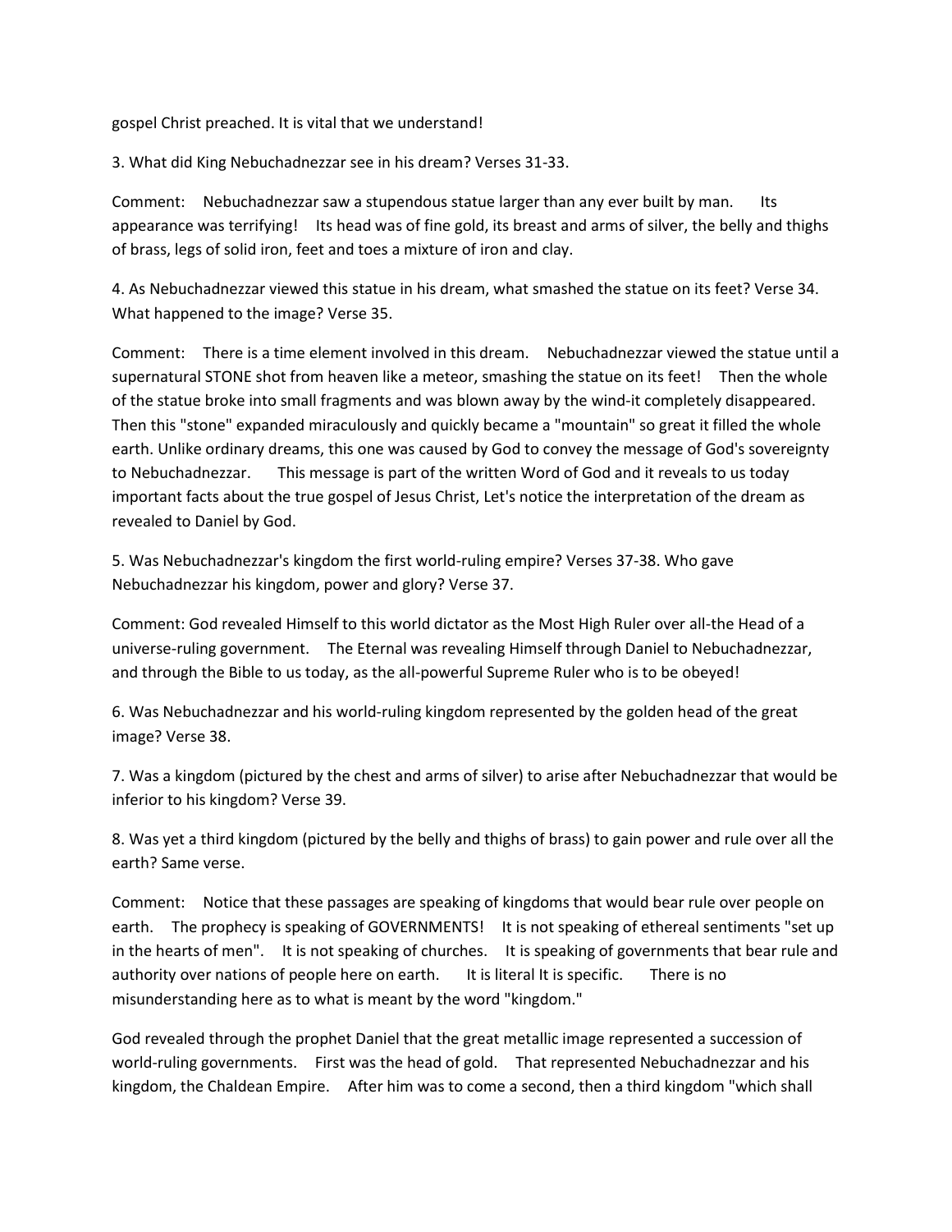gospel Christ preached. It is vital that we understand!

3. What did King Nebuchadnezzar see in his dream? Verses 31-33.

Comment: Nebuchadnezzar saw a stupendous statue larger than any ever built by man. Its appearance was terrifying! Its head was of fine gold, its breast and arms of silver, the belly and thighs of brass, legs of solid iron, feet and toes a mixture of iron and clay.

4. As Nebuchadnezzar viewed this statue in his dream, what smashed the statue on its feet? Verse 34. What happened to the image? Verse 35.

Comment: There is a time element involved in this dream. Nebuchadnezzar viewed the statue until a supernatural STONE shot from heaven like a meteor, smashing the statue on its feet! Then the whole of the statue broke into small fragments and was blown away by the wind-it completely disappeared. Then this "stone" expanded miraculously and quickly became a "mountain" so great it filled the whole earth. Unlike ordinary dreams, this one was caused by God to convey the message of God's sovereignty to Nebuchadnezzar. This message is part of the written Word of God and it reveals to us today important facts about the true gospel of Jesus Christ, Let's notice the interpretation of the dream as revealed to Daniel by God.

5. Was Nebuchadnezzar's kingdom the first world-ruling empire? Verses 37-38. Who gave Nebuchadnezzar his kingdom, power and glory? Verse 37.

Comment: God revealed Himself to this world dictator as the Most High Ruler over all-the Head of a universe-ruling government. The Eternal was revealing Himself through Daniel to Nebuchadnezzar, and through the Bible to us today, as the all-powerful Supreme Ruler who is to be obeyed!

6. Was Nebuchadnezzar and his world-ruling kingdom represented by the golden head of the great image? Verse 38.

7. Was a kingdom (pictured by the chest and arms of silver) to arise after Nebuchadnezzar that would be inferior to his kingdom? Verse 39.

8. Was yet a third kingdom (pictured by the belly and thighs of brass) to gain power and rule over all the earth? Same verse.

Comment: Notice that these passages are speaking of kingdoms that would bear rule over people on earth. The prophecy is speaking of GOVERNMENTS! It is not speaking of ethereal sentiments "set up in the hearts of men". It is not speaking of churches. It is speaking of governments that bear rule and authority over nations of people here on earth. It is literal It is specific. There is no misunderstanding here as to what is meant by the word "kingdom."

God revealed through the prophet Daniel that the great metallic image represented a succession of world-ruling governments. First was the head of gold. That represented Nebuchadnezzar and his kingdom, the Chaldean Empire. After him was to come a second, then a third kingdom "which shall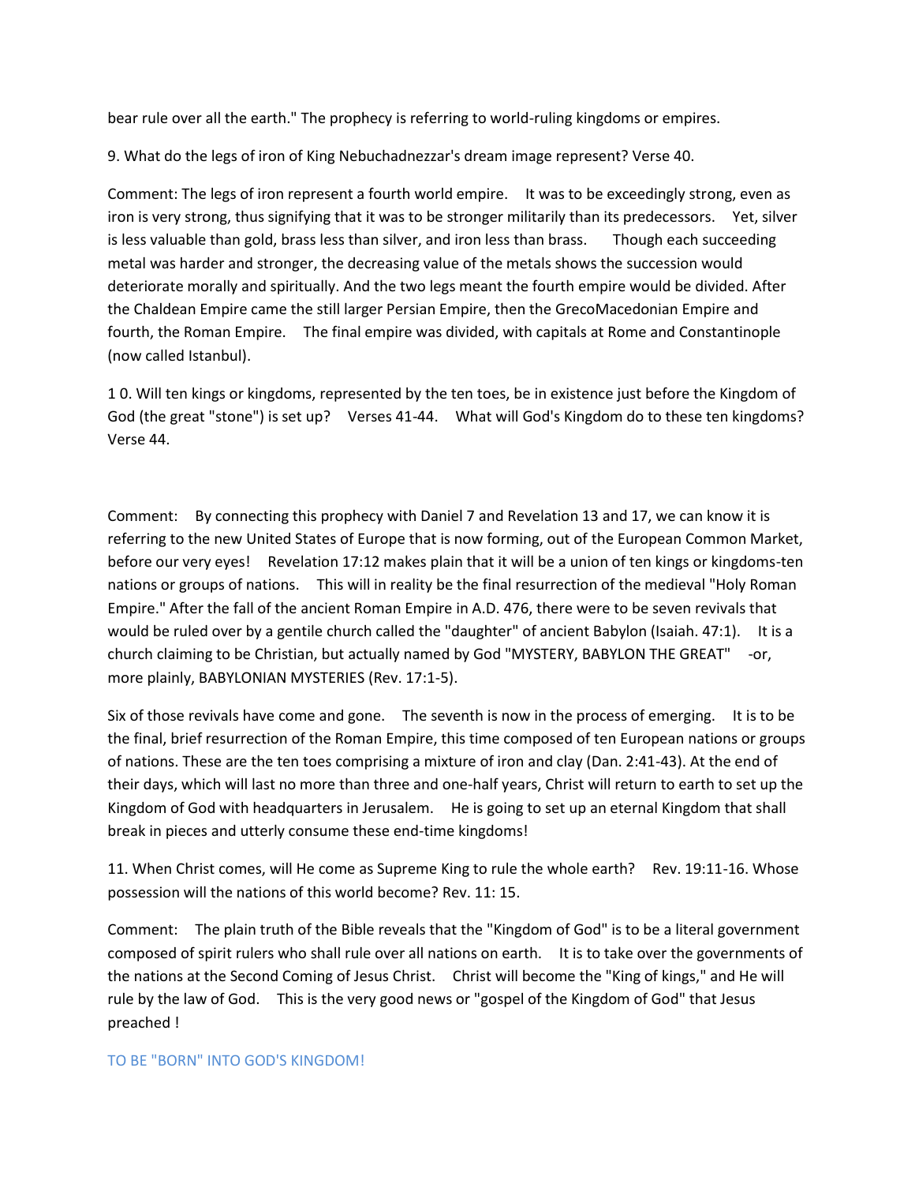bear rule over all the earth." The prophecy is referring to world-ruling kingdoms or empires.

9. What do the legs of iron of King Nebuchadnezzar's dream image represent? Verse 40.

Comment: The legs of iron represent a fourth world empire. It was to be exceedingly strong, even as iron is very strong, thus signifying that it was to be stronger militarily than its predecessors. Yet, silver is less valuable than gold, brass less than silver, and iron less than brass. Though each succeeding metal was harder and stronger, the decreasing value of the metals shows the succession would deteriorate morally and spiritually. And the two legs meant the fourth empire would be divided. After the Chaldean Empire came the still larger Persian Empire, then the GrecoMacedonian Empire and fourth, the Roman Empire. The final empire was divided, with capitals at Rome and Constantinople (now called Istanbul).

1 0. Will ten kings or kingdoms, represented by the ten toes, be in existence just before the Kingdom of God (the great "stone") is set up? Verses 41-44. What will God's Kingdom do to these ten kingdoms? Verse 44.

Comment: By connecting this prophecy with Daniel 7 and Revelation 13 and 17, we can know it is referring to the new United States of Europe that is now forming, out of the European Common Market, before our very eyes! Revelation 17:12 makes plain that it will be a union of ten kings or kingdoms-ten nations or groups of nations. This will in reality be the final resurrection of the medieval "Holy Roman Empire." After the fall of the ancient Roman Empire in A.D. 476, there were to be seven revivals that would be ruled over by a gentile church called the "daughter" of ancient Babylon (Isaiah. 47:1). It is a church claiming to be Christian, but actually named by God "MYSTERY, BABYLON THE GREAT" -or, more plainly, BABYLONIAN MYSTERIES (Rev. 17:1-5).

Six of those revivals have come and gone. The seventh is now in the process of emerging. It is to be the final, brief resurrection of the Roman Empire, this time composed of ten European nations or groups of nations. These are the ten toes comprising a mixture of iron and clay (Dan. 2:41-43). At the end of their days, which will last no more than three and one-half years, Christ will return to earth to set up the Kingdom of God with headquarters in Jerusalem. He is going to set up an eternal Kingdom that shall break in pieces and utterly consume these end-time kingdoms!

11. When Christ comes, will He come as Supreme King to rule the whole earth? Rev. 19:11-16. Whose possession will the nations of this world become? Rev. 11: 15.

Comment: The plain truth of the Bible reveals that the "Kingdom of God" is to be a literal government composed of spirit rulers who shall rule over all nations on earth. It is to take over the governments of the nations at the Second Coming of Jesus Christ. Christ will become the "King of kings," and He will rule by the law of God. This is the very good news or "gospel of the Kingdom of God" that Jesus preached !

## TO BE "BORN" INTO GOD'S KINGDOM!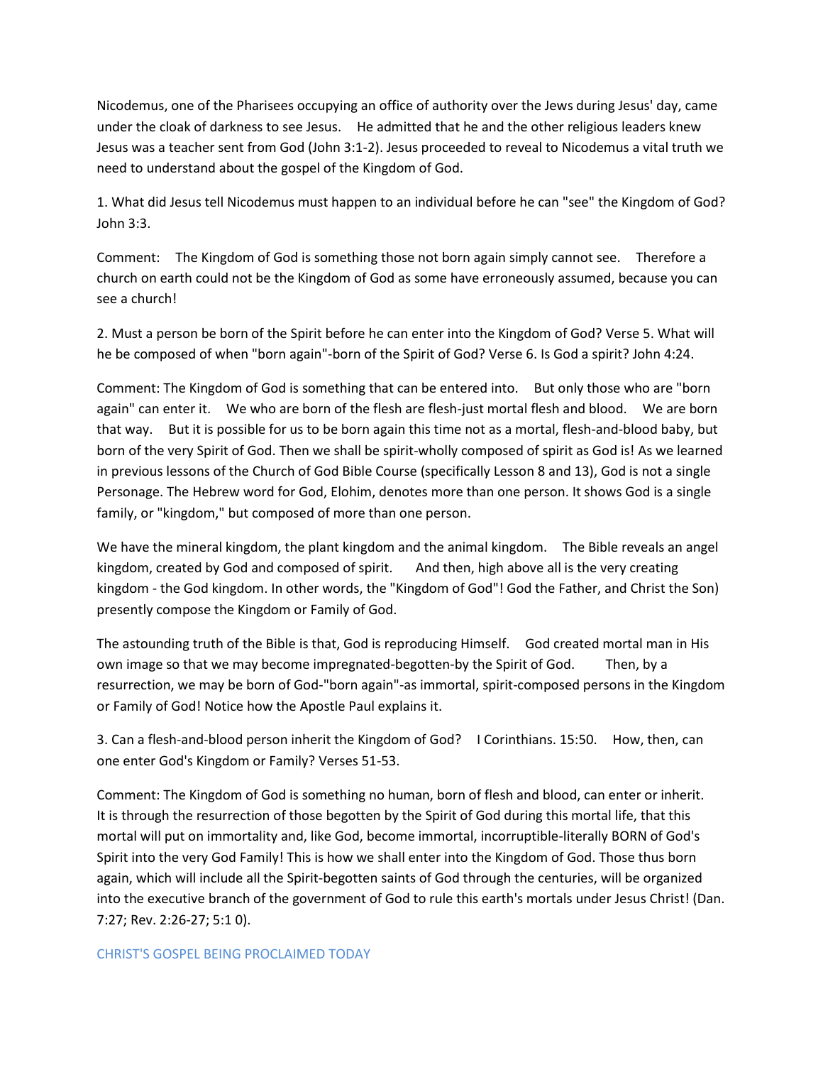Nicodemus, one of the Pharisees occupying an office of authority over the Jews during Jesus' day, came under the cloak of darkness to see Jesus. He admitted that he and the other religious leaders knew Jesus was a teacher sent from God (John 3:1-2). Jesus proceeded to reveal to Nicodemus a vital truth we need to understand about the gospel of the Kingdom of God.

1. What did Jesus tell Nicodemus must happen to an individual before he can "see" the Kingdom of God? John 3:3.

Comment: The Kingdom of God is something those not born again simply cannot see. Therefore a church on earth could not be the Kingdom of God as some have erroneously assumed, because you can see a church!

2. Must a person be born of the Spirit before he can enter into the Kingdom of God? Verse 5. What will he be composed of when "born again"-born of the Spirit of God? Verse 6. Is God a spirit? John 4:24.

Comment: The Kingdom of God is something that can be entered into. But only those who are "born again" can enter it. We who are born of the flesh are flesh-just mortal flesh and blood. We are born that way. But it is possible for us to be born again this time not as a mortal, flesh-and-blood baby, but born of the very Spirit of God. Then we shall be spirit-wholly composed of spirit as God is! As we learned in previous lessons of the Church of God Bible Course (specifically Lesson 8 and 13), God is not a single Personage. The Hebrew word for God, Elohim, denotes more than one person. It shows God is a single family, or "kingdom," but composed of more than one person.

We have the mineral kingdom, the plant kingdom and the animal kingdom. The Bible reveals an angel kingdom, created by God and composed of spirit. And then, high above all is the very creating kingdom - the God kingdom. In other words, the "Kingdom of God"! God the Father, and Christ the Son) presently compose the Kingdom or Family of God.

The astounding truth of the Bible is that, God is reproducing Himself. God created mortal man in His own image so that we may become impregnated-begotten-by the Spirit of God. Then, by a resurrection, we may be born of God-"born again"-as immortal, spirit-composed persons in the Kingdom or Family of God! Notice how the Apostle Paul explains it.

3. Can a flesh-and-blood person inherit the Kingdom of God? I Corinthians. 15:50. How, then, can one enter God's Kingdom or Family? Verses 51-53.

Comment: The Kingdom of God is something no human, born of flesh and blood, can enter or inherit. It is through the resurrection of those begotten by the Spirit of God during this mortal life, that this mortal will put on immortality and, like God, become immortal, incorruptible-literally BORN of God's Spirit into the very God Family! This is how we shall enter into the Kingdom of God. Those thus born again, which will include all the Spirit-begotten saints of God through the centuries, will be organized into the executive branch of the government of God to rule this earth's mortals under Jesus Christ! (Dan. 7:27; Rev. 2:26-27; 5:1 0).

## CHRIST'S GOSPEL BEING PROCLAIMED TODAY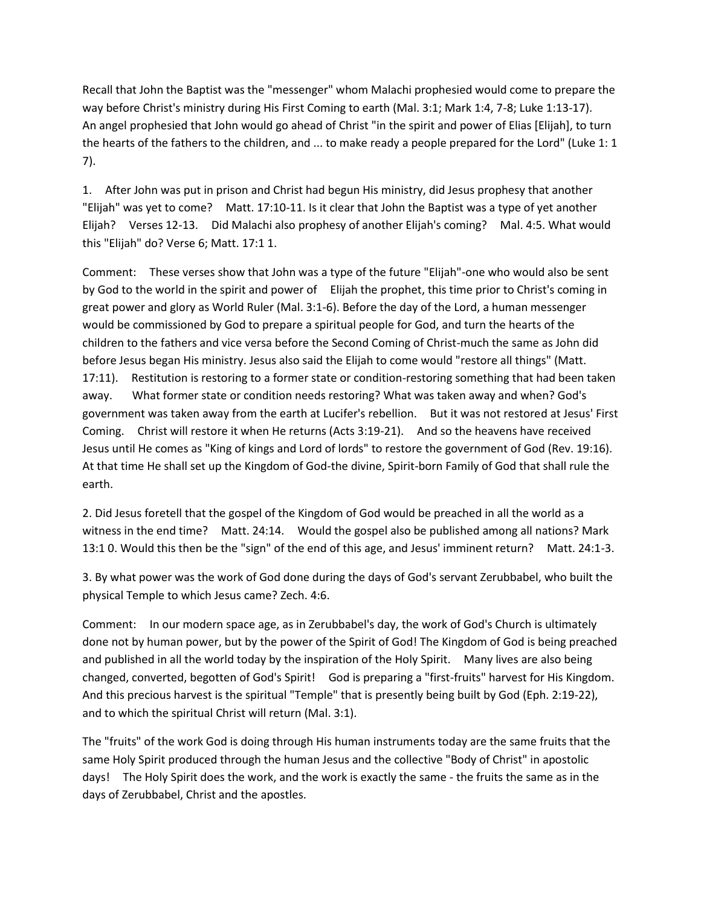Recall that John the Baptist was the "messenger" whom Malachi prophesied would come to prepare the way before Christ's ministry during His First Coming to earth (Mal. 3:1; Mark 1:4, 7-8; Luke 1:13-17). An angel prophesied that John would go ahead of Christ "in the spirit and power of Elias [Elijah], to turn the hearts of the fathers to the children, and ... to make ready a people prepared for the Lord" (Luke 1: 1 7).

1. After John was put in prison and Christ had begun His ministry, did Jesus prophesy that another "Elijah" was yet to come? Matt. 17:10-11. Is it clear that John the Baptist was a type of yet another Elijah? Verses 12-13. Did Malachi also prophesy of another Elijah's coming? Mal. 4:5. What would this "Elijah" do? Verse 6; Matt. 17:1 1.

Comment: These verses show that John was a type of the future "Elijah"-one who would also be sent by God to the world in the spirit and power of Elijah the prophet, this time prior to Christ's coming in great power and glory as World Ruler (Mal. 3:1-6). Before the day of the Lord, a human messenger would be commissioned by God to prepare a spiritual people for God, and turn the hearts of the children to the fathers and vice versa before the Second Coming of Christ-much the same as John did before Jesus began His ministry. Jesus also said the Elijah to come would "restore all things" (Matt. 17:11). Restitution is restoring to a former state or condition-restoring something that had been taken away. What former state or condition needs restoring? What was taken away and when? God's government was taken away from the earth at Lucifer's rebellion. But it was not restored at Jesus' First Coming. Christ will restore it when He returns (Acts 3:19-21). And so the heavens have received Jesus until He comes as "King of kings and Lord of lords" to restore the government of God (Rev. 19:16). At that time He shall set up the Kingdom of God-the divine, Spirit-born Family of God that shall rule the earth.

2. Did Jesus foretell that the gospel of the Kingdom of God would be preached in all the world as a witness in the end time? Matt. 24:14. Would the gospel also be published among all nations? Mark 13:1 0. Would this then be the "sign" of the end of this age, and Jesus' imminent return? Matt. 24:1-3.

3. By what power was the work of God done during the days of God's servant Zerubbabel, who built the physical Temple to which Jesus came? Zech. 4:6.

Comment: In our modern space age, as in Zerubbabel's day, the work of God's Church is ultimately done not by human power, but by the power of the Spirit of God! The Kingdom of God is being preached and published in all the world today by the inspiration of the Holy Spirit. Many lives are also being changed, converted, begotten of God's Spirit! God is preparing a "first-fruits" harvest for His Kingdom. And this precious harvest is the spiritual "Temple" that is presently being built by God (Eph. 2:19-22), and to which the spiritual Christ will return (Mal. 3:1).

The "fruits" of the work God is doing through His human instruments today are the same fruits that the same Holy Spirit produced through the human Jesus and the collective "Body of Christ" in apostolic days! The Holy Spirit does the work, and the work is exactly the same - the fruits the same as in the days of Zerubbabel, Christ and the apostles.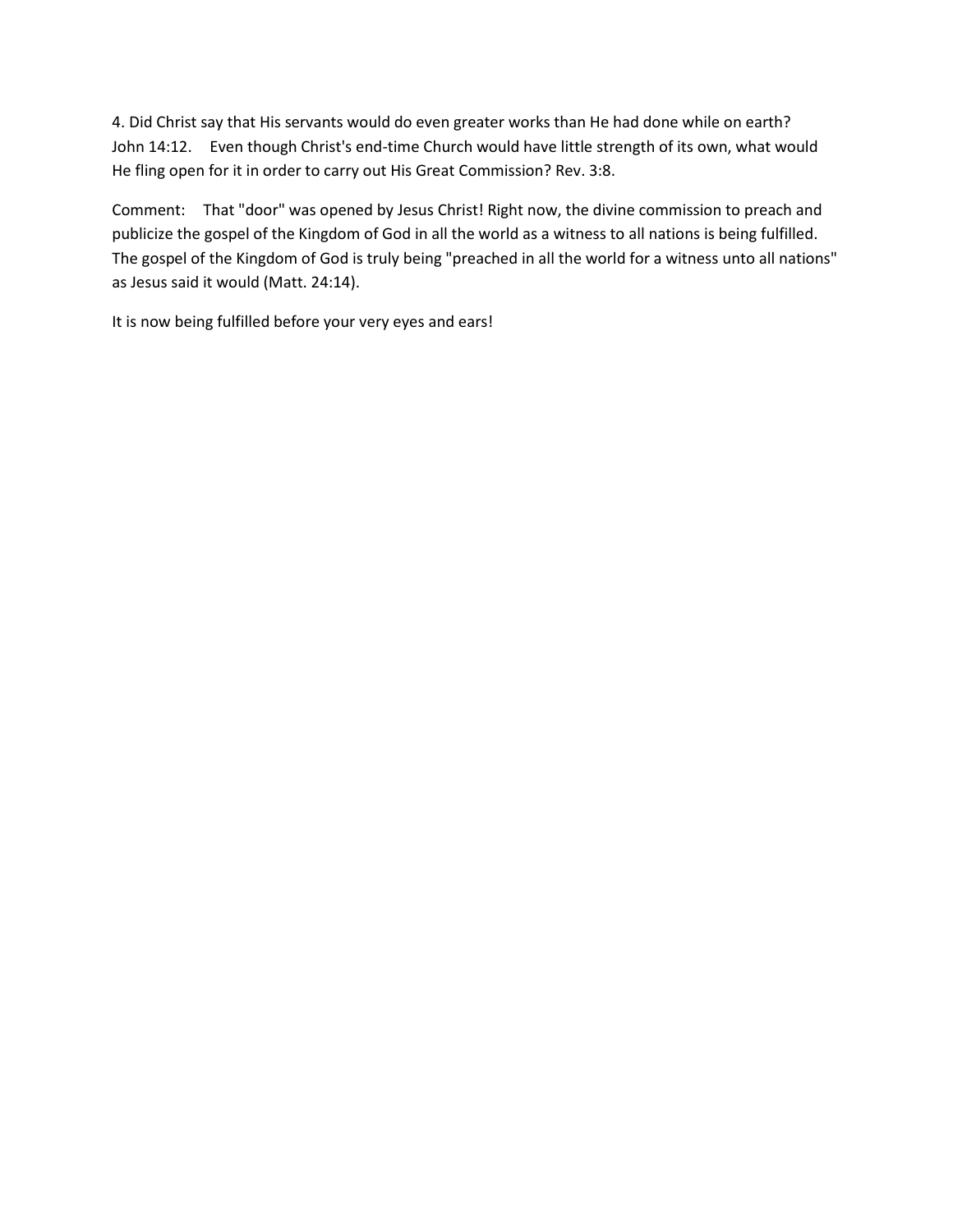4. Did Christ say that His servants would do even greater works than He had done while on earth? John 14:12. Even though Christ's end-time Church would have little strength of its own, what would He fling open for it in order to carry out His Great Commission? Rev. 3:8.

Comment: That "door" was opened by Jesus Christ! Right now, the divine commission to preach and publicize the gospel of the Kingdom of God in all the world as a witness to all nations is being fulfilled. The gospel of the Kingdom of God is truly being "preached in all the world for a witness unto all nations" as Jesus said it would (Matt. 24:14).

It is now being fulfilled before your very eyes and ears!